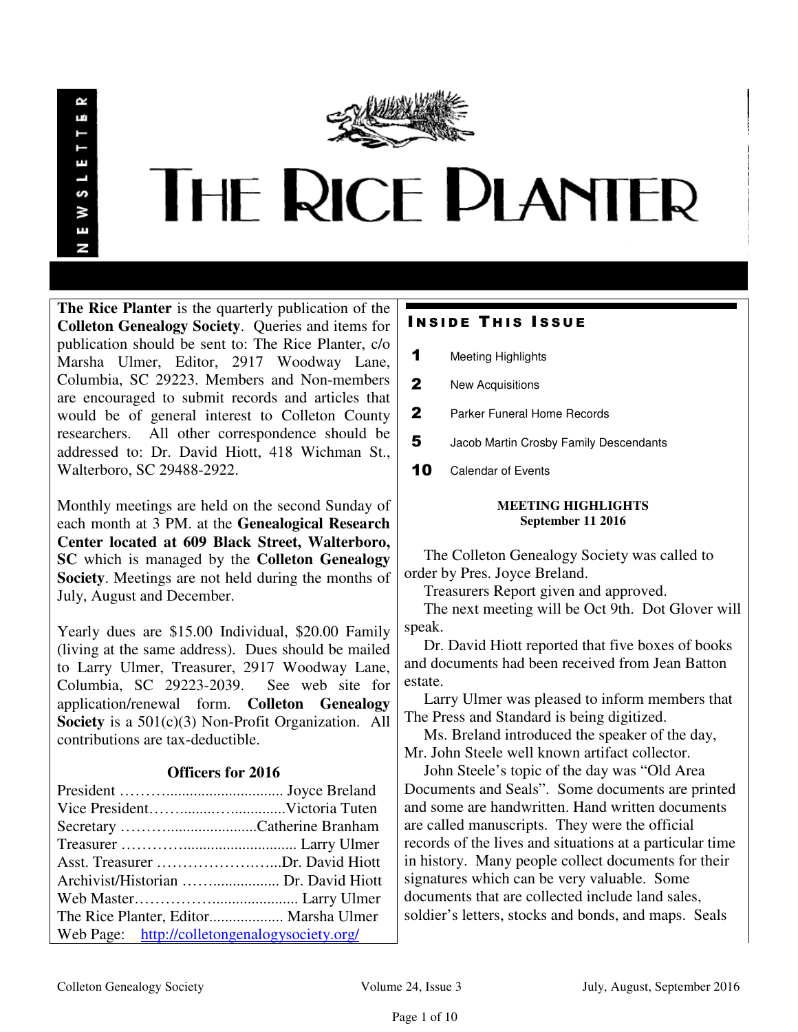# THE RICE PLANTER

NEWSLETTER

**The Rice Planter** is the quarterly publication of the **Colleton Genealogy Society**. Queries and items for publication should be sent to: The Rice Planter, c/o Marsha Ulmer, Editor, 2917 Woodway Lane, Columbia, SC 29223. Members and Non-members are encouraged to submit records and articles that would be of general interest to Colleton County researchers. All other correspondence should be addressed to: Dr. David Hiott, 418 Wichman St., Walterboro, SC 29488-2922.

Monthly meetings are held on the second Sunday of each month at 3 PM. at the **Genealogical Research Center located at 609 Black Street, Walterboro, SC** which is managed by the **Colleton Genealogy Society**. Meetings are not held during the months of July, August and December.

Yearly dues are $15.00 Individual, $20.00 Family (living at the same address). Dues should be mailed to Larry Ulmer, Treasurer, 2917 Woodway Lane, Columbia, SC 29223-2039. See web site for application/renewal form. **Colleton Genealogy Society** is a 501(c)(3) Non-Profit Organization. All contributions are tax-deductible.

### Officers for 2016

President ……….............................. Joyce Breland
Vice President……........…..............Victoria Tuten
Secretary ……….......................Catherine Branham
Treasurer …………............................ Larry Ulmer
Asst. Treasurer ……………………...Dr. David Hiott
Archivist/Historian ……................. Dr. David Hiott
Web Master…………….................... Larry Ulmer
The Rice Planter, Editor.................. Marsha Ulmer
Web Page: http://colletongenalogysociety.org/

## INSIDE THIS ISSUE

| | |
|---|---|
| 1 | Meeting Highlights |
| 2 | New Acquisitions |
| 2 | Parker Funeral Home Records |
| 5 | Jacob Martin Crosby Family Descendants |
| 10 | Calendar of Events |

### MEETING HIGHLIGHTS
**September 11 2016**

The Colleton Genealogy Society was called to order by Pres. Joyce Breland.

Treasurers Report given and approved.

The next meeting will be Oct 9th. Dot Glover will speak.

Dr. David Hiott reported that five boxes of books and documents had been received from Jean Batton estate.

Larry Ulmer was pleased to inform members that The Press and Standard is being digitized.

Ms. Breland introduced the speaker of the day, Mr. John Steele well known artifact collector.

John Steele's topic of the day was "Old Area Documents and Seals". Some documents are printed and some are handwritten. Hand written documents are called manuscripts. They were the official records of the lives and situations at a particular time in history. Many people collect documents for their signatures which can be very valuable. Some documents that are collected include land sales, soldier's letters, stocks and bonds, and maps. Seals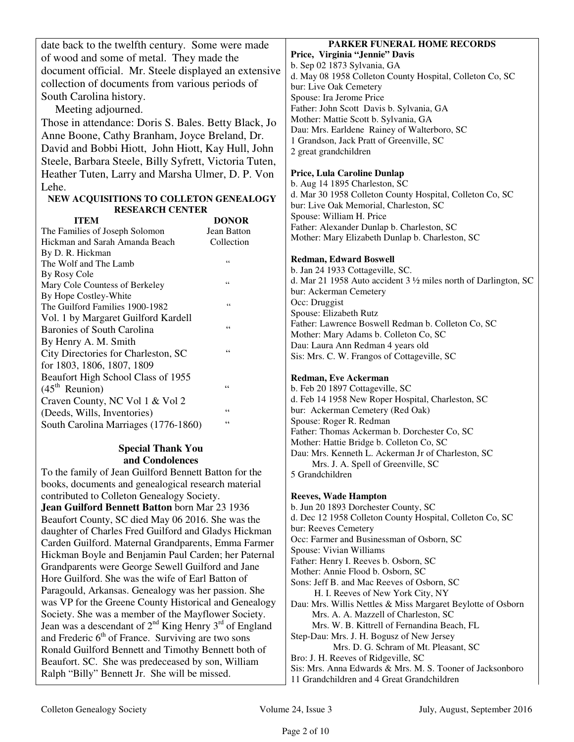date back to the twelfth century. Some were made of wood and some of metal. They made the document official. Mr. Steele displayed an extensive collection of documents from various periods of South Carolina history.

Meeting adjourned.

Those in attendance: Doris S. Bales. Betty Black, Jo Anne Boone, Cathy Branham, Joyce Breland, Dr. David and Bobbi Hiott, John Hiott, Kay Hull, John Steele, Barbara Steele, Billy Syfrett, Victoria Tuten, Heather Tuten, Larry and Marsha Ulmer, D. P. Von Lehe.

### NEW ACQUISITIONS TO COLLETON GENEALOGY RESEARCH CENTER

| ITEM | DONOR |
|---|---|
| The Families of Joseph Solomon Hickman and Sarah Amanda Beach By D. R. Hickman | Jean Batton Collection |
| The Wolf and The Lamb By Rosy Cole | " |
| Mary Cole Countess of Berkeley By Hope Costley-White | " |
| The Guilford Families 1900-1982 Vol. 1 by Margaret Guilford Kardell | " |
| Baronies of South Carolina By Henry A. M. Smith | " |
| City Directories for Charleston, SC for 1803, 1806, 1807, 1809 | " |
| Beaufort High School Class of 1955 (45th Reunion) | " |
| Craven County, NC Vol 1 & Vol 2 (Deeds, Wills, Inventories) | " |
| South Carolina Marriages (1776-1860) | " |

### Special Thank You and Condolences

To the family of Jean Guilford Bennett Batton for the books, documents and genealogical research material contributed to Colleton Genealogy Society.

**Jean Guilford Bennett Batton** born Mar 23 1936 Beaufort County, SC died May 06 2016. She was the daughter of Charles Fred Guilford and Gladys Hickman Carden Guilford. Maternal Grandparents, Emma Farmer Hickman Boyle and Benjamin Paul Carden; her Paternal Grandparents were George Sewell Guilford and Jane Hore Guilford. She was the wife of Earl Batton of Paragould, Arkansas. Genealogy was her passion. She was VP for the Greene County Historical and Genealogy Society. She was a member of the Mayflower Society. Jean was a descendant of 2nd King Henry 3rd of England and Frederic 6th of France. Surviving are two sons Ronald Guilford Bennett and Timothy Bennett both of Beaufort. SC. She was predeceased by son, William Ralph "Billy" Bennett Jr. She will be missed.

### PARKER FUNERAL HOME RECORDS

**Price, Virginia "Jennie" Davis**
b. Sep 02 1873 Sylvania, GA
d. May 08 1958 Colleton County Hospital, Colleton Co, SC
bur: Live Oak Cemetery
Spouse: Ira Jerome Price
Father: John Scott Davis b. Sylvania, GA
Mother: Mattie Scott b. Sylvania, GA
Dau: Mrs. Earldene Rainey of Walterboro, SC
1 Grandson, Jack Pratt of Greenville, SC
2 great grandchildren

**Price, Lula Caroline Dunlap**
b. Aug 14 1895 Charleston, SC
d. Mar 30 1958 Colleton County Hospital, Colleton Co, SC
bur: Live Oak Memorial, Charleston, SC
Spouse: William H. Price
Father: Alexander Dunlap b. Charleston, SC
Mother: Mary Elizabeth Dunlap b. Charleston, SC

**Redman, Edward Boswell**
b. Jan 24 1933 Cottageville, SC.
d. Mar 21 1958 Auto accident 3 ½ miles north of Darlington, SC
bur: Ackerman Cemetery
Occ: Druggist
Spouse: Elizabeth Rutz
Father: Lawrence Boswell Redman b. Colleton Co, SC
Mother: Mary Adams b. Colleton Co, SC
Dau: Laura Ann Redman 4 years old
Sis: Mrs. C. W. Frangos of Cottageville, SC

**Redman, Eve Ackerman**
b. Feb 20 1897 Cottageville, SC
d. Feb 14 1958 New Roper Hospital, Charleston, SC
bur: Ackerman Cemetery (Red Oak)
Spouse: Roger R. Redman
Father: Thomas Ackerman b. Dorchester Co, SC
Mother: Hattie Bridge b. Colleton Co, SC
Dau: Mrs. Kenneth L. Ackerman Jr of Charleston, SC
Mrs. J. A. Spell of Greenville, SC
5 Grandchildren

**Reeves, Wade Hampton**
b. Jun 20 1893 Dorchester County, SC
d. Dec 12 1958 Colleton County Hospital, Colleton Co, SC
bur: Reeves Cemetery
Occ: Farmer and Businessman of Osborn, SC
Spouse: Vivian Williams
Father: Henry I. Reeves b. Osborn, SC
Mother: Annie Flood b. Osborn, SC
Sons: Jeff B. and Mac Reeves of Osborn, SC
H. I. Reeves of New York City, NY
Dau: Mrs. Willis Nettles & Miss Margaret Beylotte of Osborn
Mrs. A. A. Mazzell of Charleston, SC
Mrs. W. B. Kittrell of Fernandina Beach, FL
Step-Dau: Mrs. J. H. Bogusz of New Jersey
Mrs. D. G. Schram of Mt. Pleasant, SC
Bro: J. H. Reeves of Ridgeville, SC
Sis: Mrs. Anna Edwards & Mrs. M. S. Tooner of Jacksonboro
11 Grandchildren and 4 Great Grandchildren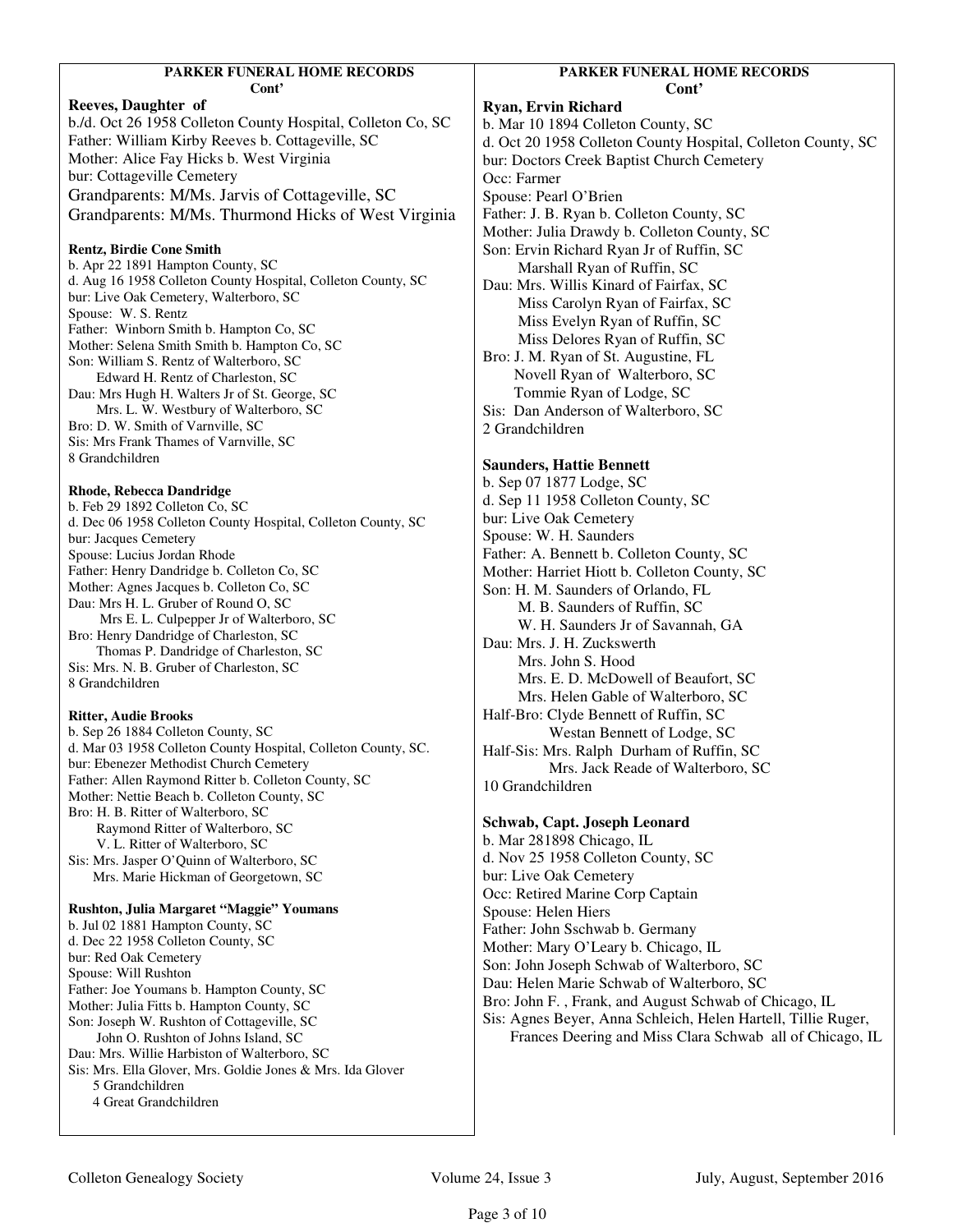**PARKER FUNERAL HOME RECORDS**
**Cont'**

**Reeves, Daughter of**
b./d. Oct 26 1958 Colleton County Hospital, Colleton Co, SC
Father: William Kirby Reeves b. Cottageville, SC
Mother: Alice Fay Hicks b. West Virginia
bur: Cottageville Cemetery
Grandparents: M/Ms. Jarvis of Cottageville, SC
Grandparents: M/Ms. Thurmond Hicks of West Virginia

**Rentz, Birdie Cone Smith**
b. Apr 22 1891 Hampton County, SC
d. Aug 16 1958 Colleton County Hospital, Colleton County, SC
bur: Live Oak Cemetery, Walterboro, SC
Spouse: W. S. Rentz
Father: Winborn Smith b. Hampton Co, SC
Mother: Selena Smith Smith b. Hampton Co, SC
Son: William S. Rentz of Walterboro, SC
Edward H. Rentz of Charleston, SC
Dau: Mrs Hugh H. Walters Jr of St. George, SC
Mrs. L. W. Westbury of Walterboro, SC
Bro: D. W. Smith of Varnville, SC
Sis: Mrs Frank Thames of Varnville, SC
8 Grandchildren

**Rhode, Rebecca Dandridge**
b. Feb 29 1892 Colleton Co, SC
d. Dec 06 1958 Colleton County Hospital, Colleton County, SC
bur: Jacques Cemetery
Spouse: Lucius Jordan Rhode
Father: Henry Dandridge b. Colleton Co, SC
Mother: Agnes Jacques b. Colleton Co, SC
Dau: Mrs H. L. Gruber of Round O, SC
Mrs E. L. Culpepper Jr of Walterboro, SC
Bro: Henry Dandridge of Charleston, SC
Thomas P. Dandridge of Charleston, SC
Sis: Mrs. N. B. Gruber of Charleston, SC
8 Grandchildren

**Ritter, Audie Brooks**
b. Sep 26 1884 Colleton County, SC
d. Mar 03 1958 Colleton County Hospital, Colleton County, SC.
bur: Ebenezer Methodist Church Cemetery
Father: Allen Raymond Ritter b. Colleton County, SC
Mother: Nettie Beach b. Colleton County, SC
Bro: H. B. Ritter of Walterboro, SC
Raymond Ritter of Walterboro, SC
V. L. Ritter of Walterboro, SC
Sis: Mrs. Jasper O'Quinn of Walterboro, SC
Mrs. Marie Hickman of Georgetown, SC

**Rushton, Julia Margaret "Maggie" Youmans**
b. Jul 02 1881 Hampton County, SC
d. Dec 22 1958 Colleton County, SC
bur: Red Oak Cemetery
Spouse: Will Rushton
Father: Joe Youmans b. Hampton County, SC
Mother: Julia Fitts b. Hampton County, SC
Son: Joseph W. Rushton of Cottageville, SC
John O. Rushton of Johns Island, SC
Dau: Mrs. Willie Harbiston of Walterboro, SC
Sis: Mrs. Ella Glover, Mrs. Goldie Jones & Mrs. Ida Glover
5 Grandchildren
4 Great Grandchildren

**PARKER FUNERAL HOME RECORDS**
**Cont'**

**Ryan, Ervin Richard**
b. Mar 10 1894 Colleton County, SC
d. Oct 20 1958 Colleton County Hospital, Colleton County, SC
bur: Doctors Creek Baptist Church Cemetery
Occ: Farmer
Spouse: Pearl O'Brien
Father: J. B. Ryan b. Colleton County, SC
Mother: Julia Drawdy b. Colleton County, SC
Son: Ervin Richard Ryan Jr of Ruffin, SC
Marshall Ryan of Ruffin, SC
Dau: Mrs. Willis Kinard of Fairfax, SC
Miss Carolyn Ryan of Fairfax, SC
Miss Evelyn Ryan of Ruffin, SC
Miss Delores Ryan of Ruffin, SC
Bro: J. M. Ryan of St. Augustine, FL
Novell Ryan of Walterboro, SC
Tommie Ryan of Lodge, SC
Sis: Dan Anderson of Walterboro, SC
2 Grandchildren

**Saunders, Hattie Bennett**
b. Sep 07 1877 Lodge, SC
d. Sep 11 1958 Colleton County, SC
bur: Live Oak Cemetery
Spouse: W. H. Saunders
Father: A. Bennett b. Colleton County, SC
Mother: Harriet Hiott b. Colleton County, SC
Son: H. M. Saunders of Orlando, FL
M. B. Saunders of Ruffin, SC
W. H. Saunders Jr of Savannah, GA
Dau: Mrs. J. H. Zuckswerth
Mrs. John S. Hood
Mrs. E. D. McDowell of Beaufort, SC
Mrs. Helen Gable of Walterboro, SC
Half-Bro: Clyde Bennett of Ruffin, SC
Westan Bennett of Lodge, SC
Half-Sis: Mrs. Ralph Durham of Ruffin, SC
Mrs. Jack Reade of Walterboro, SC
10 Grandchildren

**Schwab, Capt. Joseph Leonard**
b. Mar 281898 Chicago, IL
d. Nov 25 1958 Colleton County, SC
bur: Live Oak Cemetery
Occ: Retired Marine Corp Captain
Spouse: Helen Hiers
Father: John Sschwab b. Germany
Mother: Mary O'Leary b. Chicago, IL
Son: John Joseph Schwab of Walterboro, SC
Dau: Helen Marie Schwab of Walterboro, SC
Bro: John F. , Frank, and August Schwab of Chicago, IL
Sis: Agnes Beyer, Anna Schleich, Helen Hartell, Tillie Ruger, Frances Deering and Miss Clara Schwab all of Chicago, IL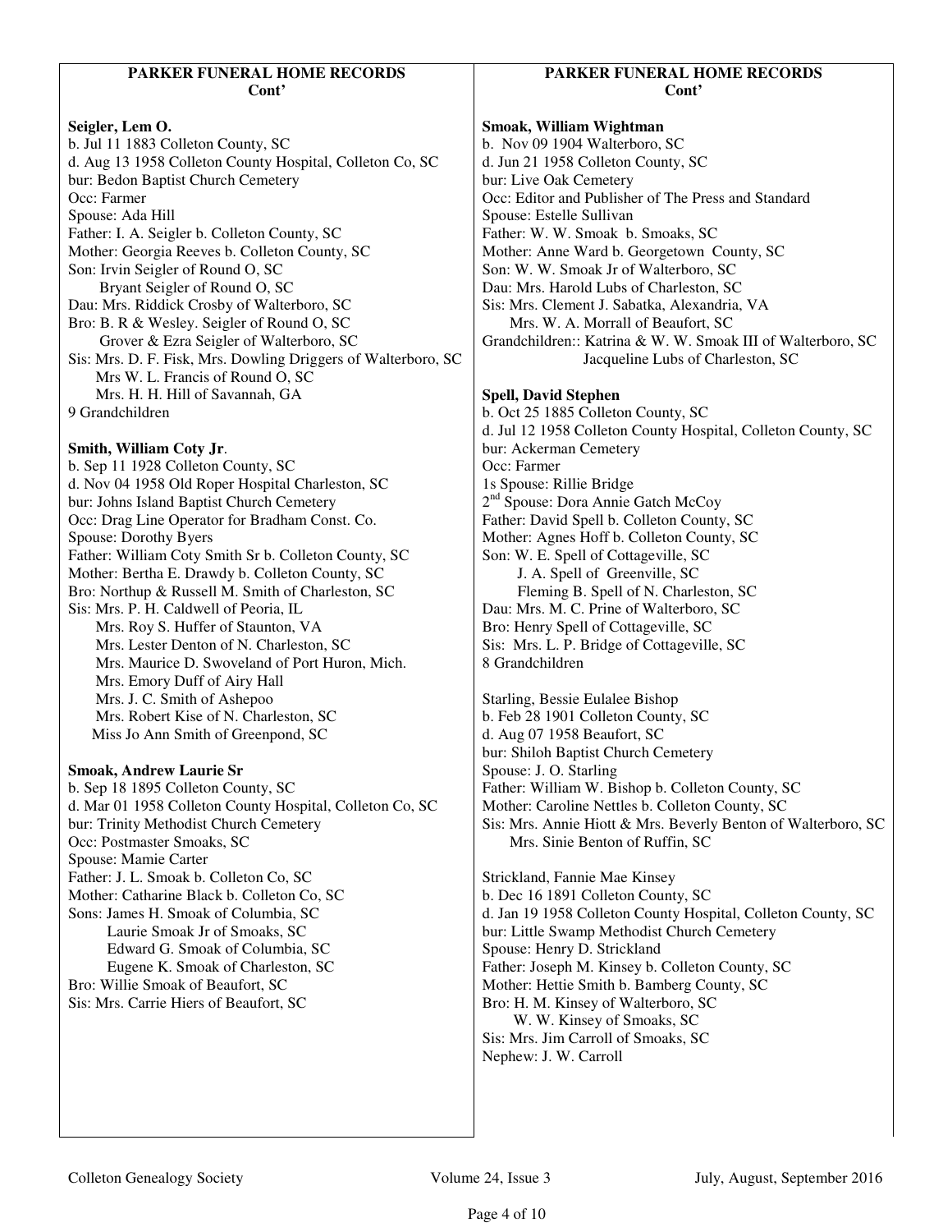## PARKER FUNERAL HOME RECORDS Cont'

**Seigler, Lem O.**
b. Jul 11 1883 Colleton County, SC
d. Aug 13 1958 Colleton County Hospital, Colleton Co, SC
bur: Bedon Baptist Church Cemetery
Occ: Farmer
Spouse: Ada Hill
Father: I. A. Seigler b. Colleton County, SC
Mother: Georgia Reeves b. Colleton County, SC
Son: Irvin Seigler of Round O, SC
Bryant Seigler of Round O, SC
Dau: Mrs. Riddick Crosby of Walterboro, SC
Bro: B. R & Wesley. Seigler of Round O, SC
Grover & Ezra Seigler of Walterboro, SC
Sis: Mrs. D. F. Fisk, Mrs. Dowling Driggers of Walterboro, SC
Mrs W. L. Francis of Round O, SC
Mrs. H. H. Hill of Savannah, GA
9 Grandchildren

**Smith, William Coty Jr**.
b. Sep 11 1928 Colleton County, SC
d. Nov 04 1958 Old Roper Hospital Charleston, SC
bur: Johns Island Baptist Church Cemetery
Occ: Drag Line Operator for Bradham Const. Co.
Spouse: Dorothy Byers
Father: William Coty Smith Sr b. Colleton County, SC
Mother: Bertha E. Drawdy b. Colleton County, SC
Bro: Northup & Russell M. Smith of Charleston, SC
Sis: Mrs. P. H. Caldwell of Peoria, IL
Mrs. Roy S. Huffer of Staunton, VA
Mrs. Lester Denton of N. Charleston, SC
Mrs. Maurice D. Swoveland of Port Huron, Mich.
Mrs. Emory Duff of Airy Hall
Mrs. J. C. Smith of Ashepoo
Mrs. Robert Kise of N. Charleston, SC
Miss Jo Ann Smith of Greenpond, SC

**Smoak, Andrew Laurie Sr**
b. Sep 18 1895 Colleton County, SC
d. Mar 01 1958 Colleton County Hospital, Colleton Co, SC
bur: Trinity Methodist Church Cemetery
Occ: Postmaster Smoaks, SC
Spouse: Mamie Carter
Father: J. L. Smoak b. Colleton Co, SC
Mother: Catharine Black b. Colleton Co, SC
Sons: James H. Smoak of Columbia, SC
Laurie Smoak Jr of Smoaks, SC
Edward G. Smoak of Columbia, SC
Eugene K. Smoak of Charleston, SC
Bro: Willie Smoak of Beaufort, SC
Sis: Mrs. Carrie Hiers of Beaufort, SC

**Smoak, William Wightman**
b. Nov 09 1904 Walterboro, SC
d. Jun 21 1958 Colleton County, SC
bur: Live Oak Cemetery
Occ: Editor and Publisher of The Press and Standard
Spouse: Estelle Sullivan
Father: W. W. Smoak b. Smoaks, SC
Mother: Anne Ward b. Georgetown County, SC
Son: W. W. Smoak Jr of Walterboro, SC
Dau: Mrs. Harold Lubs of Charleston, SC
Sis: Mrs. Clement J. Sabatka, Alexandria, VA
Mrs. W. A. Morrall of Beaufort, SC
Grandchildren:: Katrina & W. W. Smoak III of Walterboro, SC
Jacqueline Lubs of Charleston, SC

**Spell, David Stephen**
b. Oct 25 1885 Colleton County, SC
d. Jul 12 1958 Colleton County Hospital, Colleton County, SC
bur: Ackerman Cemetery
Occ: Farmer
1s Spouse: Rillie Bridge
2nd Spouse: Dora Annie Gatch McCoy
Father: David Spell b. Colleton County, SC
Mother: Agnes Hoff b. Colleton County, SC
Son: W. E. Spell of Cottageville, SC
J. A. Spell of Greenville, SC
Fleming B. Spell of N. Charleston, SC
Dau: Mrs. M. C. Prine of Walterboro, SC
Bro: Henry Spell of Cottageville, SC
Sis: Mrs. L. P. Bridge of Cottageville, SC
8 Grandchildren

Starling, Bessie Eulalee Bishop
b. Feb 28 1901 Colleton County, SC
d. Aug 07 1958 Beaufort, SC
bur: Shiloh Baptist Church Cemetery
Spouse: J. O. Starling
Father: William W. Bishop b. Colleton County, SC
Mother: Caroline Nettles b. Colleton County, SC
Sis: Mrs. Annie Hiott & Mrs. Beverly Benton of Walterboro, SC
Mrs. Sinie Benton of Ruffin, SC

Strickland, Fannie Mae Kinsey
b. Dec 16 1891 Colleton County, SC
d. Jan 19 1958 Colleton County Hospital, Colleton County, SC
bur: Little Swamp Methodist Church Cemetery
Spouse: Henry D. Strickland
Father: Joseph M. Kinsey b. Colleton County, SC
Mother: Hettie Smith b. Bamberg County, SC
Bro: H. M. Kinsey of Walterboro, SC
W. W. Kinsey of Smoaks, SC
Sis: Mrs. Jim Carroll of Smoaks, SC
Nephew: J. W. Carroll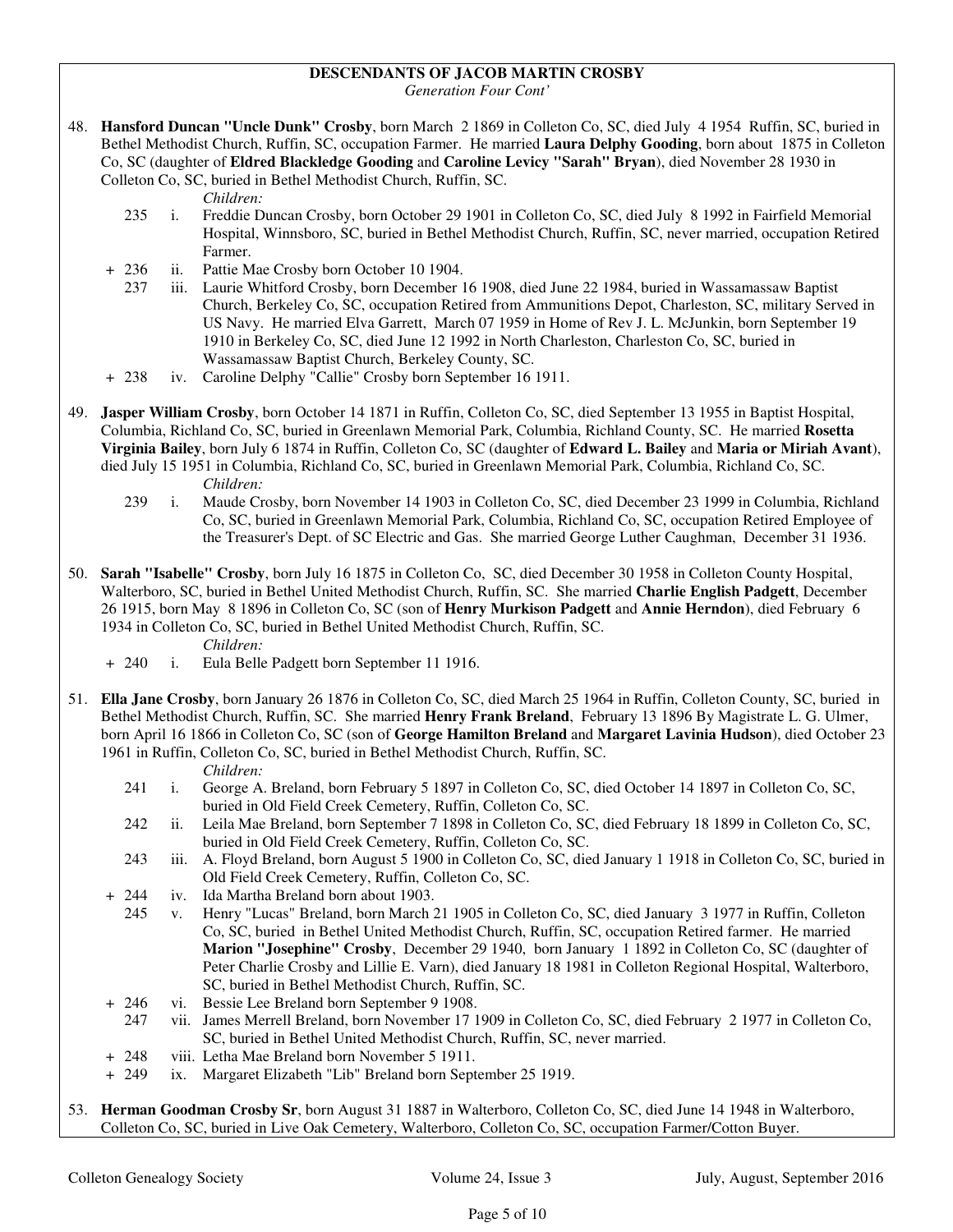**DESCENDANTS OF JACOB MARTIN CROSBY**
*Generation Four Cont'*

48. **Hansford Duncan "Uncle Dunk" Crosby**, born March 2 1869 in Colleton Co, SC, died July 4 1954 Ruffin, SC, buried in Bethel Methodist Church, Ruffin, SC, occupation Farmer. He married **Laura Delphy Gooding**, born about 1875 in Colleton Co, SC (daughter of **Eldred Blackledge Gooding** and **Caroline Levicy "Sarah" Bryan**), died November 28 1930 in Colleton Co, SC, buried in Bethel Methodist Church, Ruffin, SC.

    *Children:*

    - 235 i. Freddie Duncan Crosby, born October 29 1901 in Colleton Co, SC, died July 8 1992 in Fairfield Memorial Hospital, Winnsboro, SC, buried in Bethel Methodist Church, Ruffin, SC, never married, occupation Retired Farmer.
    - \+ 236 ii. Pattie Mae Crosby born October 10 1904.
    - 237 iii. Laurie Whitford Crosby, born December 16 1908, died June 22 1984, buried in Wassamassaw Baptist Church, Berkeley Co, SC, occupation Retired from Ammunitions Depot, Charleston, SC, military Served in US Navy. He married Elva Garrett, March 07 1959 in Home of Rev J. L. McJunkin, born September 19 1910 in Berkeley Co, SC, died June 12 1992 in North Charleston, Charleston Co, SC, buried in Wassamassaw Baptist Church, Berkeley County, SC.
    - \+ 238 iv. Caroline Delphy "Callie" Crosby born September 16 1911.

49. **Jasper William Crosby**, born October 14 1871 in Ruffin, Colleton Co, SC, died September 13 1955 in Baptist Hospital, Columbia, Richland Co, SC, buried in Greenlawn Memorial Park, Columbia, Richland County, SC. He married **Rosetta Virginia Bailey**, born July 6 1874 in Ruffin, Colleton Co, SC (daughter of **Edward L. Bailey** and **Maria or Miriah Avant**), died July 15 1951 in Columbia, Richland Co, SC, buried in Greenlawn Memorial Park, Columbia, Richland Co, SC.

    *Children:*

    - 239 i. Maude Crosby, born November 14 1903 in Colleton Co, SC, died December 23 1999 in Columbia, Richland Co, SC, buried in Greenlawn Memorial Park, Columbia, Richland Co, SC, occupation Retired Employee of the Treasurer's Dept. of SC Electric and Gas. She married George Luther Caughman, December 31 1936.

50. **Sarah "Isabelle" Crosby**, born July 16 1875 in Colleton Co, SC, died December 30 1958 in Colleton County Hospital, Walterboro, SC, buried in Bethel United Methodist Church, Ruffin, SC. She married **Charlie English Padgett**, December 26 1915, born May 8 1896 in Colleton Co, SC (son of **Henry Murkison Padgett** and **Annie Herndon**), died February 6 1934 in Colleton Co, SC, buried in Bethel United Methodist Church, Ruffin, SC.

    *Children:*

    - \+ 240 i. Eula Belle Padgett born September 11 1916.

51. **Ella Jane Crosby**, born January 26 1876 in Colleton Co, SC, died March 25 1964 in Ruffin, Colleton County, SC, buried in Bethel Methodist Church, Ruffin, SC. She married **Henry Frank Breland**, February 13 1896 By Magistrate L. G. Ulmer, born April 16 1866 in Colleton Co, SC (son of **George Hamilton Breland** and **Margaret Lavinia Hudson**), died October 23 1961 in Ruffin, Colleton Co, SC, buried in Bethel Methodist Church, Ruffin, SC.

    *Children:*

    - 241 i. George A. Breland, born February 5 1897 in Colleton Co, SC, died October 14 1897 in Colleton Co, SC, buried in Old Field Creek Cemetery, Ruffin, Colleton Co, SC.
    - 242 ii. Leila Mae Breland, born September 7 1898 in Colleton Co, SC, died February 18 1899 in Colleton Co, SC, buried in Old Field Creek Cemetery, Ruffin, Colleton Co, SC.
    - 243 iii. A. Floyd Breland, born August 5 1900 in Colleton Co, SC, died January 1 1918 in Colleton Co, SC, buried in Old Field Creek Cemetery, Ruffin, Colleton Co, SC.
    - \+ 244 iv. Ida Martha Breland born about 1903.
    - 245 v. Henry "Lucas" Breland, born March 21 1905 in Colleton Co, SC, died January 3 1977 in Ruffin, Colleton Co, SC, buried in Bethel United Methodist Church, Ruffin, SC, occupation Retired farmer. He married **Marion "Josephine" Crosby**, December 29 1940, born January 1 1892 in Colleton Co, SC (daughter of Peter Charlie Crosby and Lillie E. Varn), died January 18 1981 in Colleton Regional Hospital, Walterboro, SC, buried in Bethel Methodist Church, Ruffin, SC.
    - \+ 246 vi. Bessie Lee Breland born September 9 1908.
    - 247 vii. James Merrell Breland, born November 17 1909 in Colleton Co, SC, died February 2 1977 in Colleton Co, SC, buried in Bethel United Methodist Church, Ruffin, SC, never married.
    - \+ 248 viii. Letha Mae Breland born November 5 1911.
    - \+ 249 ix. Margaret Elizabeth "Lib" Breland born September 25 1919.

53. **Herman Goodman Crosby Sr**, born August 31 1887 in Walterboro, Colleton Co, SC, died June 14 1948 in Walterboro, Colleton Co, SC, buried in Live Oak Cemetery, Walterboro, Colleton Co, SC, occupation Farmer/Cotton Buyer.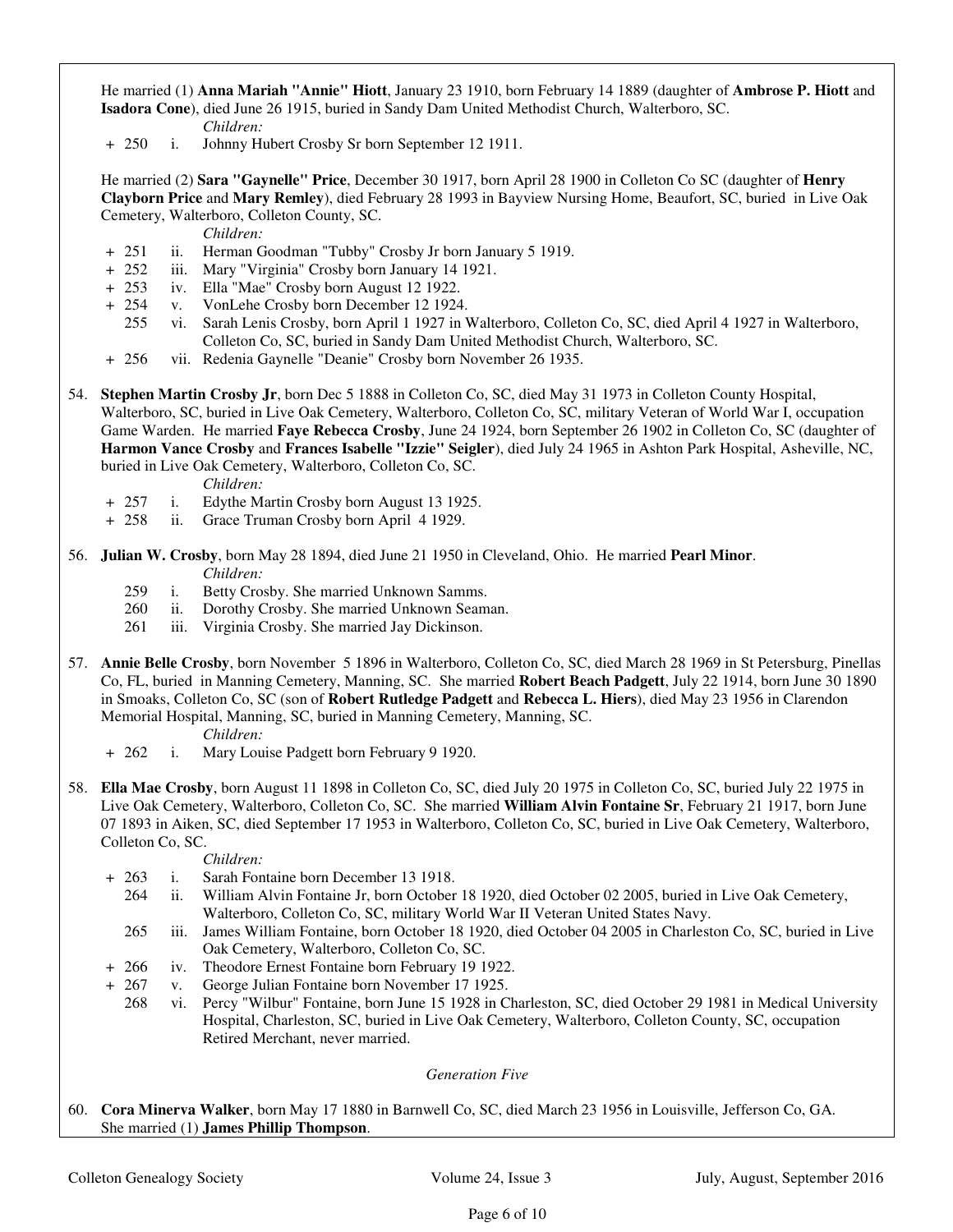He married (1) **Anna Mariah "Annie" Hiott**, January 23 1910, born February 14 1889 (daughter of **Ambrose P. Hiott** and **Isadora Cone**), died June 26 1915, buried in Sandy Dam United Methodist Church, Walterboro, SC.

*Children:*

\+ 250 i. Johnny Hubert Crosby Sr born September 12 1911.

He married (2) **Sara "Gaynelle" Price**, December 30 1917, born April 28 1900 in Colleton Co SC (daughter of **Henry Clayborn Price** and **Mary Remley**), died February 28 1993 in Bayview Nursing Home, Beaufort, SC, buried in Live Oak Cemetery, Walterboro, Colleton County, SC.

*Children:*

\+ 251 ii. Herman Goodman "Tubby" Crosby Jr born January 5 1919.
\+ 252 iii. Mary "Virginia" Crosby born January 14 1921.
\+ 253 iv. Ella "Mae" Crosby born August 12 1922.
\+ 254 v. VonLehe Crosby born December 12 1924.
255 vi. Sarah Lenis Crosby, born April 1 1927 in Walterboro, Colleton Co, SC, died April 4 1927 in Walterboro, Colleton Co, SC, buried in Sandy Dam United Methodist Church, Walterboro, SC.
\+ 256 vii. Redenia Gaynelle "Deanie" Crosby born November 26 1935.

54. **Stephen Martin Crosby Jr**, born Dec 5 1888 in Colleton Co, SC, died May 31 1973 in Colleton County Hospital, Walterboro, SC, buried in Live Oak Cemetery, Walterboro, Colleton Co, SC, military Veteran of World War I, occupation Game Warden. He married **Faye Rebecca Crosby**, June 24 1924, born September 26 1902 in Colleton Co, SC (daughter of **Harmon Vance Crosby** and **Frances Isabelle "Izzie" Seigler**), died July 24 1965 in Ashton Park Hospital, Asheville, NC, buried in Live Oak Cemetery, Walterboro, Colleton Co, SC.

*Children:*

\+ 257 i. Edythe Martin Crosby born August 13 1925.
\+ 258 ii. Grace Truman Crosby born April 4 1929.

56. **Julian W. Crosby**, born May 28 1894, died June 21 1950 in Cleveland, Ohio. He married **Pearl Minor**.

*Children:*

259 i. Betty Crosby. She married Unknown Samms.
260 ii. Dorothy Crosby. She married Unknown Seaman.
261 iii. Virginia Crosby. She married Jay Dickinson.

57. **Annie Belle Crosby**, born November 5 1896 in Walterboro, Colleton Co, SC, died March 28 1969 in St Petersburg, Pinellas Co, FL, buried in Manning Cemetery, Manning, SC. She married **Robert Beach Padgett**, July 22 1914, born June 30 1890 in Smoaks, Colleton Co, SC (son of **Robert Rutledge Padgett** and **Rebecca L. Hiers**), died May 23 1956 in Clarendon Memorial Hospital, Manning, SC, buried in Manning Cemetery, Manning, SC.

*Children:*

\+ 262 i. Mary Louise Padgett born February 9 1920.

58. **Ella Mae Crosby**, born August 11 1898 in Colleton Co, SC, died July 20 1975 in Colleton Co, SC, buried July 22 1975 in Live Oak Cemetery, Walterboro, Colleton Co, SC. She married **William Alvin Fontaine Sr**, February 21 1917, born June 07 1893 in Aiken, SC, died September 17 1953 in Walterboro, Colleton Co, SC, buried in Live Oak Cemetery, Walterboro, Colleton Co, SC.

*Children:*

\+ 263 i. Sarah Fontaine born December 13 1918.
264 ii. William Alvin Fontaine Jr, born October 18 1920, died October 02 2005, buried in Live Oak Cemetery, Walterboro, Colleton Co, SC, military World War II Veteran United States Navy.
265 iii. James William Fontaine, born October 18 1920, died October 04 2005 in Charleston Co, SC, buried in Live Oak Cemetery, Walterboro, Colleton Co, SC.
\+ 266 iv. Theodore Ernest Fontaine born February 19 1922.
\+ 267 v. George Julian Fontaine born November 17 1925.
268 vi. Percy "Wilbur" Fontaine, born June 15 1928 in Charleston, SC, died October 29 1981 in Medical University Hospital, Charleston, SC, buried in Live Oak Cemetery, Walterboro, Colleton County, SC, occupation Retired Merchant, never married.

*Generation Five*

60. **Cora Minerva Walker**, born May 17 1880 in Barnwell Co, SC, died March 23 1956 in Louisville, Jefferson Co, GA. She married (1) **James Phillip Thompson**.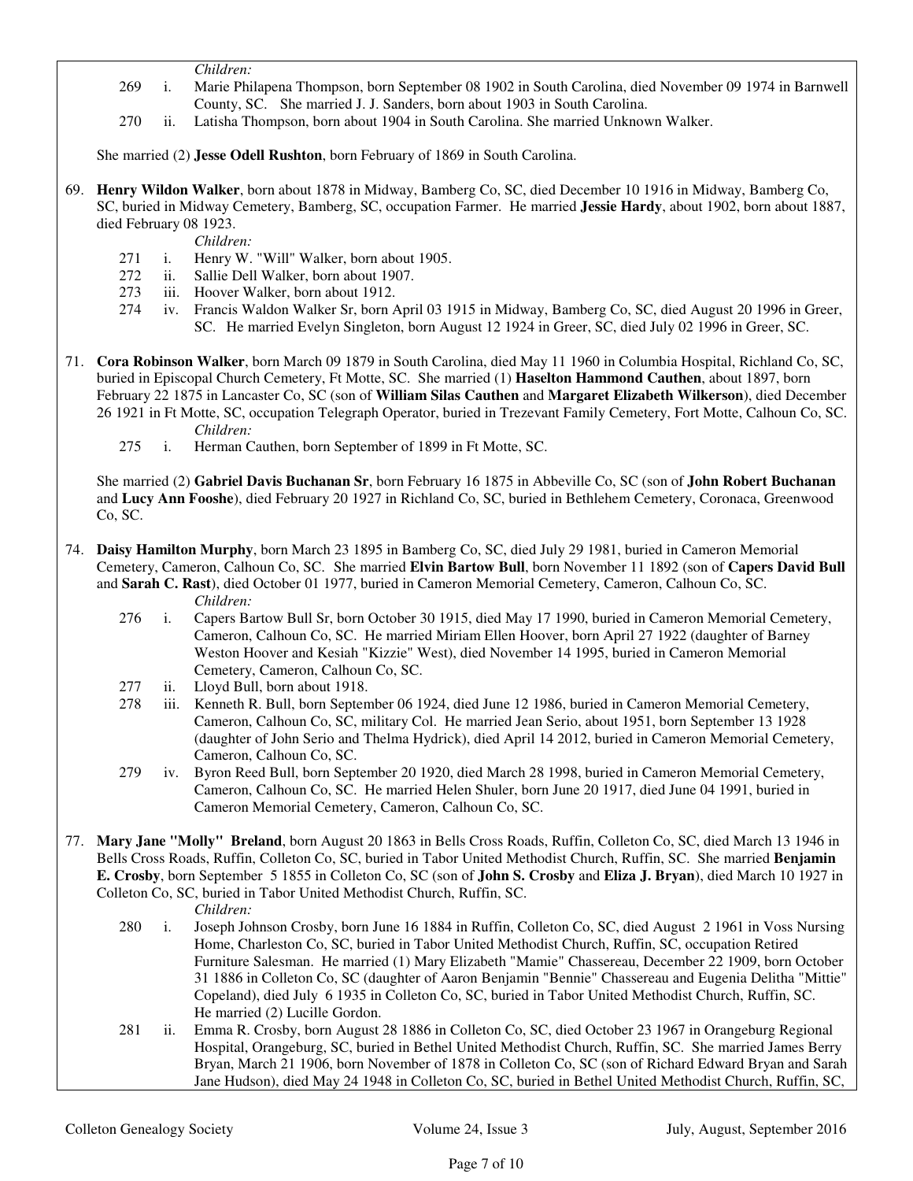*Children:*

269 i. Marie Philapena Thompson, born September 08 1902 in South Carolina, died November 09 1974 in Barnwell County, SC. She married J. J. Sanders, born about 1903 in South Carolina.

270 ii. Latisha Thompson, born about 1904 in South Carolina. She married Unknown Walker.

She married (2) **Jesse Odell Rushton**, born February of 1869 in South Carolina.

69. **Henry Wildon Walker**, born about 1878 in Midway, Bamberg Co, SC, died December 10 1916 in Midway, Bamberg Co, SC, buried in Midway Cemetery, Bamberg, SC, occupation Farmer. He married **Jessie Hardy**, about 1902, born about 1887, died February 08 1923.

*Children:*

271 i. Henry W. "Will" Walker, born about 1905.

272 ii. Sallie Dell Walker, born about 1907.

273 iii. Hoover Walker, born about 1912.

274 iv. Francis Waldon Walker Sr, born April 03 1915 in Midway, Bamberg Co, SC, died August 20 1996 in Greer, SC. He married Evelyn Singleton, born August 12 1924 in Greer, SC, died July 02 1996 in Greer, SC.

71. **Cora Robinson Walker**, born March 09 1879 in South Carolina, died May 11 1960 in Columbia Hospital, Richland Co, SC, buried in Episcopal Church Cemetery, Ft Motte, SC. She married (1) **Haselton Hammond Cauthen**, about 1897, born February 22 1875 in Lancaster Co, SC (son of **William Silas Cauthen** and **Margaret Elizabeth Wilkerson**), died December 26 1921 in Ft Motte, SC, occupation Telegraph Operator, buried in Trezevant Family Cemetery, Fort Motte, Calhoun Co, SC.

*Children:*

275 i. Herman Cauthen, born September of 1899 in Ft Motte, SC.

She married (2) **Gabriel Davis Buchanan Sr**, born February 16 1875 in Abbeville Co, SC (son of **John Robert Buchanan** and **Lucy Ann Fooshe**), died February 20 1927 in Richland Co, SC, buried in Bethlehem Cemetery, Coronaca, Greenwood Co, SC.

74. **Daisy Hamilton Murphy**, born March 23 1895 in Bamberg Co, SC, died July 29 1981, buried in Cameron Memorial Cemetery, Cameron, Calhoun Co, SC. She married **Elvin Bartow Bull**, born November 11 1892 (son of **Capers David Bull** and **Sarah C. Rast**), died October 01 1977, buried in Cameron Memorial Cemetery, Cameron, Calhoun Co, SC.

*Children:*

276 i. Capers Bartow Bull Sr, born October 30 1915, died May 17 1990, buried in Cameron Memorial Cemetery, Cameron, Calhoun Co, SC. He married Miriam Ellen Hoover, born April 27 1922 (daughter of Barney Weston Hoover and Kesiah "Kizzie" West), died November 14 1995, buried in Cameron Memorial Cemetery, Cameron, Calhoun Co, SC.

277 ii. Lloyd Bull, born about 1918.

278 iii. Kenneth R. Bull, born September 06 1924, died June 12 1986, buried in Cameron Memorial Cemetery, Cameron, Calhoun Co, SC, military Col. He married Jean Serio, about 1951, born September 13 1928 (daughter of John Serio and Thelma Hydrick), died April 14 2012, buried in Cameron Memorial Cemetery, Cameron, Calhoun Co, SC.

279 iv. Byron Reed Bull, born September 20 1920, died March 28 1998, buried in Cameron Memorial Cemetery, Cameron, Calhoun Co, SC. He married Helen Shuler, born June 20 1917, died June 04 1991, buried in Cameron Memorial Cemetery, Cameron, Calhoun Co, SC.

77. **Mary Jane "Molly" Breland**, born August 20 1863 in Bells Cross Roads, Ruffin, Colleton Co, SC, died March 13 1946 in Bells Cross Roads, Ruffin, Colleton Co, SC, buried in Tabor United Methodist Church, Ruffin, SC. She married **Benjamin E. Crosby**, born September 5 1855 in Colleton Co, SC (son of **John S. Crosby** and **Eliza J. Bryan**), died March 10 1927 in Colleton Co, SC, buried in Tabor United Methodist Church, Ruffin, SC.

*Children:*

280 i. Joseph Johnson Crosby, born June 16 1884 in Ruffin, Colleton Co, SC, died August 2 1961 in Voss Nursing Home, Charleston Co, SC, buried in Tabor United Methodist Church, Ruffin, SC, occupation Retired Furniture Salesman. He married (1) Mary Elizabeth "Mamie" Chassereau, December 22 1909, born October 31 1886 in Colleton Co, SC (daughter of Aaron Benjamin "Bennie" Chassereau and Eugenia Delitha "Mittie" Copeland), died July 6 1935 in Colleton Co, SC, buried in Tabor United Methodist Church, Ruffin, SC. He married (2) Lucille Gordon.

281 ii. Emma R. Crosby, born August 28 1886 in Colleton Co, SC, died October 23 1967 in Orangeburg Regional Hospital, Orangeburg, SC, buried in Bethel United Methodist Church, Ruffin, SC. She married James Berry Bryan, March 21 1906, born November of 1878 in Colleton Co, SC (son of Richard Edward Bryan and Sarah Jane Hudson), died May 24 1948 in Colleton Co, SC, buried in Bethel United Methodist Church, Ruffin, SC,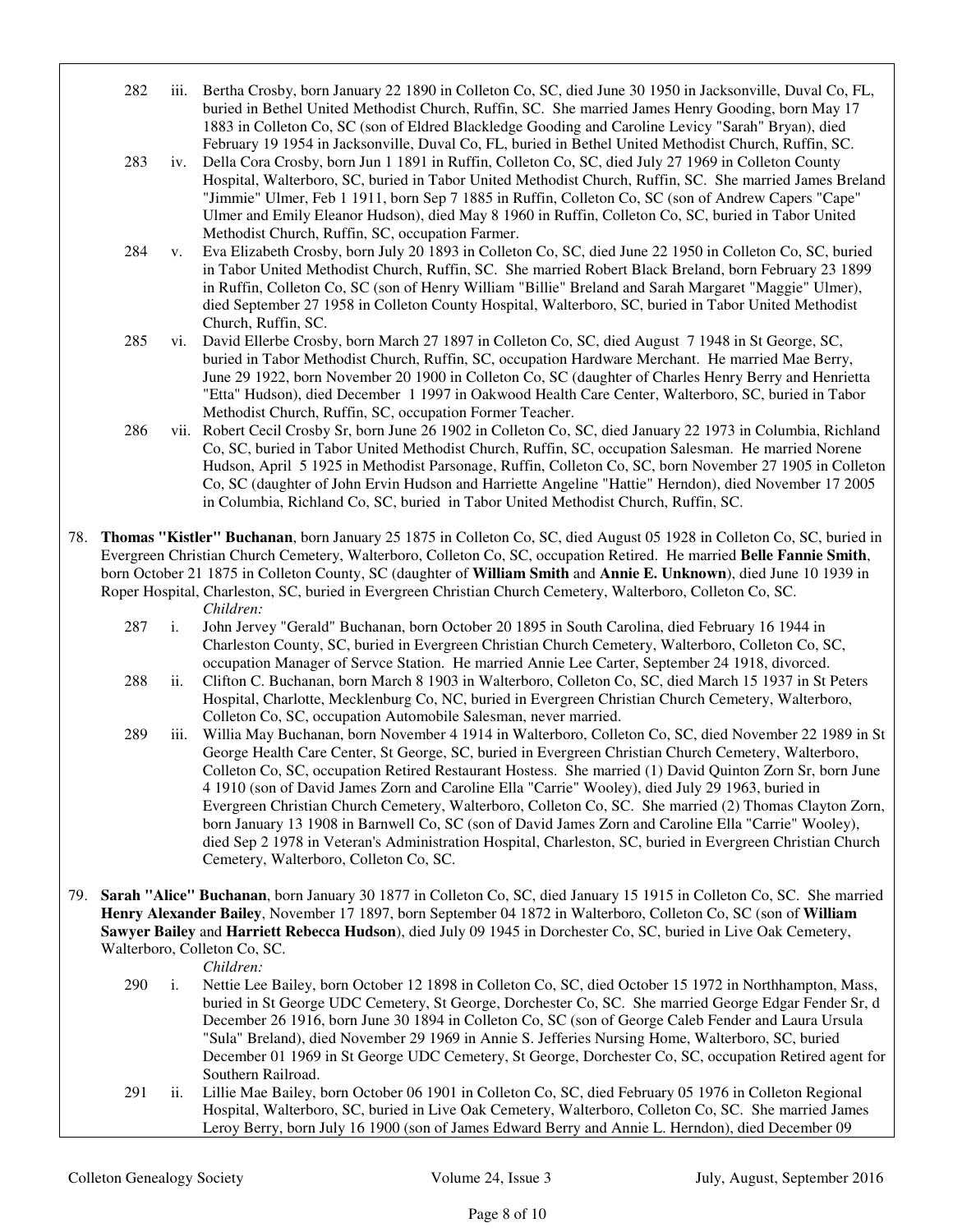282 iii. Bertha Crosby, born January 22 1890 in Colleton Co, SC, died June 30 1950 in Jacksonville, Duval Co, FL, buried in Bethel United Methodist Church, Ruffin, SC. She married James Henry Gooding, born May 17 1883 in Colleton Co, SC (son of Eldred Blackledge Gooding and Caroline Levicy "Sarah" Bryan), died February 19 1954 in Jacksonville, Duval Co, FL, buried in Bethel United Methodist Church, Ruffin, SC.

283 iv. Della Cora Crosby, born Jun 1 1891 in Ruffin, Colleton Co, SC, died July 27 1969 in Colleton County Hospital, Walterboro, SC, buried in Tabor United Methodist Church, Ruffin, SC. She married James Breland "Jimmie" Ulmer, Feb 1 1911, born Sep 7 1885 in Ruffin, Colleton Co, SC (son of Andrew Capers "Cape" Ulmer and Emily Eleanor Hudson), died May 8 1960 in Ruffin, Colleton Co, SC, buried in Tabor United Methodist Church, Ruffin, SC, occupation Farmer.

284 v. Eva Elizabeth Crosby, born July 20 1893 in Colleton Co, SC, died June 22 1950 in Colleton Co, SC, buried in Tabor United Methodist Church, Ruffin, SC. She married Robert Black Breland, born February 23 1899 in Ruffin, Colleton Co, SC (son of Henry William "Billie" Breland and Sarah Margaret "Maggie" Ulmer), died September 27 1958 in Colleton County Hospital, Walterboro, SC, buried in Tabor United Methodist Church, Ruffin, SC.

285 vi. David Ellerbe Crosby, born March 27 1897 in Colleton Co, SC, died August 7 1948 in St George, SC, buried in Tabor Methodist Church, Ruffin, SC, occupation Hardware Merchant. He married Mae Berry, June 29 1922, born November 20 1900 in Colleton Co, SC (daughter of Charles Henry Berry and Henrietta "Etta" Hudson), died December 1 1997 in Oakwood Health Care Center, Walterboro, SC, buried in Tabor Methodist Church, Ruffin, SC, occupation Former Teacher.

286 vii. Robert Cecil Crosby Sr, born June 26 1902 in Colleton Co, SC, died January 22 1973 in Columbia, Richland Co, SC, buried in Tabor United Methodist Church, Ruffin, SC, occupation Salesman. He married Norene Hudson, April 5 1925 in Methodist Parsonage, Ruffin, Colleton Co, SC, born November 27 1905 in Colleton Co, SC (daughter of John Ervin Hudson and Harriette Angeline "Hattie" Herndon), died November 17 2005 in Columbia, Richland Co, SC, buried in Tabor United Methodist Church, Ruffin, SC.

78. **Thomas "Kistler" Buchanan**, born January 25 1875 in Colleton Co, SC, died August 05 1928 in Colleton Co, SC, buried in Evergreen Christian Church Cemetery, Walterboro, Colleton Co, SC, occupation Retired. He married **Belle Fannie Smith**, born October 21 1875 in Colleton County, SC (daughter of **William Smith** and **Annie E. Unknown**), died June 10 1939 in Roper Hospital, Charleston, SC, buried in Evergreen Christian Church Cemetery, Walterboro, Colleton Co, SC.

*Children:*

287 i. John Jervey "Gerald" Buchanan, born October 20 1895 in South Carolina, died February 16 1944 in Charleston County, SC, buried in Evergreen Christian Church Cemetery, Walterboro, Colleton Co, SC, occupation Manager of Servce Station. He married Annie Lee Carter, September 24 1918, divorced.

288 ii. Clifton C. Buchanan, born March 8 1903 in Walterboro, Colleton Co, SC, died March 15 1937 in St Peters Hospital, Charlotte, Mecklenburg Co, NC, buried in Evergreen Christian Church Cemetery, Walterboro, Colleton Co, SC, occupation Automobile Salesman, never married.

289 iii. Willia May Buchanan, born November 4 1914 in Walterboro, Colleton Co, SC, died November 22 1989 in St George Health Care Center, St George, SC, buried in Evergreen Christian Church Cemetery, Walterboro, Colleton Co, SC, occupation Retired Restaurant Hostess. She married (1) David Quinton Zorn Sr, born June 4 1910 (son of David James Zorn and Caroline Ella "Carrie" Wooley), died July 29 1963, buried in Evergreen Christian Church Cemetery, Walterboro, Colleton Co, SC. She married (2) Thomas Clayton Zorn, born January 13 1908 in Barnwell Co, SC (son of David James Zorn and Caroline Ella "Carrie" Wooley), died Sep 2 1978 in Veteran's Administration Hospital, Charleston, SC, buried in Evergreen Christian Church Cemetery, Walterboro, Colleton Co, SC.

79. **Sarah "Alice" Buchanan**, born January 30 1877 in Colleton Co, SC, died January 15 1915 in Colleton Co, SC. She married **Henry Alexander Bailey**, November 17 1897, born September 04 1872 in Walterboro, Colleton Co, SC (son of **William Sawyer Bailey** and **Harriett Rebecca Hudson**), died July 09 1945 in Dorchester Co, SC, buried in Live Oak Cemetery, Walterboro, Colleton Co, SC.

*Children:*

290 i. Nettie Lee Bailey, born October 12 1898 in Colleton Co, SC, died October 15 1972 in Northhampton, Mass, buried in St George UDC Cemetery, St George, Dorchester Co, SC. She married George Edgar Fender Sr, d December 26 1916, born June 30 1894 in Colleton Co, SC (son of George Caleb Fender and Laura Ursula "Sula" Breland), died November 29 1969 in Annie S. Jefferies Nursing Home, Walterboro, SC, buried December 01 1969 in St George UDC Cemetery, St George, Dorchester Co, SC, occupation Retired agent for Southern Railroad.

291 ii. Lillie Mae Bailey, born October 06 1901 in Colleton Co, SC, died February 05 1976 in Colleton Regional Hospital, Walterboro, SC, buried in Live Oak Cemetery, Walterboro, Colleton Co, SC. She married James Leroy Berry, born July 16 1900 (son of James Edward Berry and Annie L. Herndon), died December 09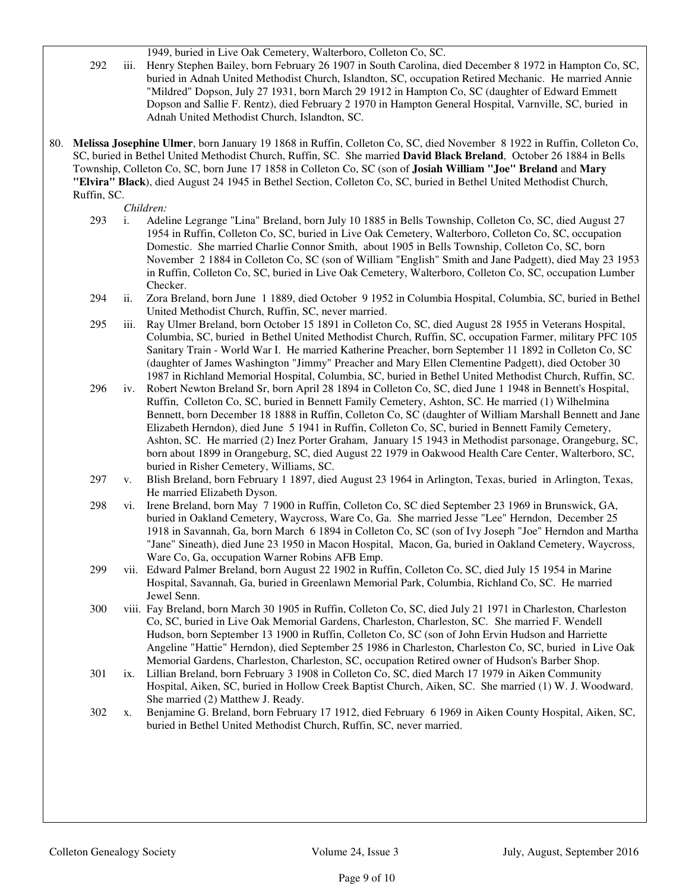1949, buried in Live Oak Cemetery, Walterboro, Colleton Co, SC.

292 iii. Henry Stephen Bailey, born February 26 1907 in South Carolina, died December 8 1972 in Hampton Co, SC, buried in Adnah United Methodist Church, Islandton, SC, occupation Retired Mechanic. He married Annie "Mildred" Dopson, July 27 1931, born March 29 1912 in Hampton Co, SC (daughter of Edward Emmett Dopson and Sallie F. Rentz), died February 2 1970 in Hampton General Hospital, Varnville, SC, buried in Adnah United Methodist Church, Islandton, SC.

80. **Melissa Josephine Ulmer**, born January 19 1868 in Ruffin, Colleton Co, SC, died November 8 1922 in Ruffin, Colleton Co, SC, buried in Bethel United Methodist Church, Ruffin, SC. She married **David Black Breland**, October 26 1884 in Bells Township, Colleton Co, SC, born June 17 1858 in Colleton Co, SC (son of **Josiah William "Joe" Breland** and **Mary "Elvira" Black**), died August 24 1945 in Bethel Section, Colleton Co, SC, buried in Bethel United Methodist Church, Ruffin, SC.

*Children:*

293 i. Adeline Legrange "Lina" Breland, born July 10 1885 in Bells Township, Colleton Co, SC, died August 27 1954 in Ruffin, Colleton Co, SC, buried in Live Oak Cemetery, Walterboro, Colleton Co, SC, occupation Domestic. She married Charlie Connor Smith, about 1905 in Bells Township, Colleton Co, SC, born November 2 1884 in Colleton Co, SC (son of William "English" Smith and Jane Padgett), died May 23 1953 in Ruffin, Colleton Co, SC, buried in Live Oak Cemetery, Walterboro, Colleton Co, SC, occupation Lumber Checker.

294 ii. Zora Breland, born June 1 1889, died October 9 1952 in Columbia Hospital, Columbia, SC, buried in Bethel United Methodist Church, Ruffin, SC, never married.

295 iii. Ray Ulmer Breland, born October 15 1891 in Colleton Co, SC, died August 28 1955 in Veterans Hospital, Columbia, SC, buried in Bethel United Methodist Church, Ruffin, SC, occupation Farmer, military PFC 105 Sanitary Train - World War I. He married Katherine Preacher, born September 11 1892 in Colleton Co, SC (daughter of James Washington "Jimmy" Preacher and Mary Ellen Clementine Padgett), died October 30 1987 in Richland Memorial Hospital, Columbia, SC, buried in Bethel United Methodist Church, Ruffin, SC.

296 iv. Robert Newton Breland Sr, born April 28 1894 in Colleton Co, SC, died June 1 1948 in Bennett's Hospital, Ruffin, Colleton Co, SC, buried in Bennett Family Cemetery, Ashton, SC. He married (1) Wilhelmina Bennett, born December 18 1888 in Ruffin, Colleton Co, SC (daughter of William Marshall Bennett and Jane Elizabeth Herndon), died June 5 1941 in Ruffin, Colleton Co, SC, buried in Bennett Family Cemetery, Ashton, SC. He married (2) Inez Porter Graham, January 15 1943 in Methodist parsonage, Orangeburg, SC, born about 1899 in Orangeburg, SC, died August 22 1979 in Oakwood Health Care Center, Walterboro, SC, buried in Risher Cemetery, Williams, SC.

297 v. Blish Breland, born February 1 1897, died August 23 1964 in Arlington, Texas, buried in Arlington, Texas, He married Elizabeth Dyson.

298 vi. Irene Breland, born May 7 1900 in Ruffin, Colleton Co, SC died September 23 1969 in Brunswick, GA, buried in Oakland Cemetery, Waycross, Ware Co, Ga. She married Jesse "Lee" Herndon, December 25 1918 in Savannah, Ga, born March 6 1894 in Colleton Co, SC (son of Ivy Joseph "Joe" Herndon and Martha "Jane" Sineath), died June 23 1950 in Macon Hospital, Macon, Ga, buried in Oakland Cemetery, Waycross, Ware Co, Ga, occupation Warner Robins AFB Emp.

299 vii. Edward Palmer Breland, born August 22 1902 in Ruffin, Colleton Co, SC, died July 15 1954 in Marine Hospital, Savannah, Ga, buried in Greenlawn Memorial Park, Columbia, Richland Co, SC. He married Jewel Senn.

300 viii. Fay Breland, born March 30 1905 in Ruffin, Colleton Co, SC, died July 21 1971 in Charleston, Charleston Co, SC, buried in Live Oak Memorial Gardens, Charleston, Charleston, SC. She married F. Wendell Hudson, born September 13 1900 in Ruffin, Colleton Co, SC (son of John Ervin Hudson and Harriette Angeline "Hattie" Herndon), died September 25 1986 in Charleston, Charleston Co, SC, buried in Live Oak Memorial Gardens, Charleston, Charleston, SC, occupation Retired owner of Hudson's Barber Shop.

301 ix. Lillian Breland, born February 3 1908 in Colleton Co, SC, died March 17 1979 in Aiken Community Hospital, Aiken, SC, buried in Hollow Creek Baptist Church, Aiken, SC. She married (1) W. J. Woodward. She married (2) Matthew J. Ready.

302 x. Benjamine G. Breland, born February 17 1912, died February 6 1969 in Aiken County Hospital, Aiken, SC, buried in Bethel United Methodist Church, Ruffin, SC, never married.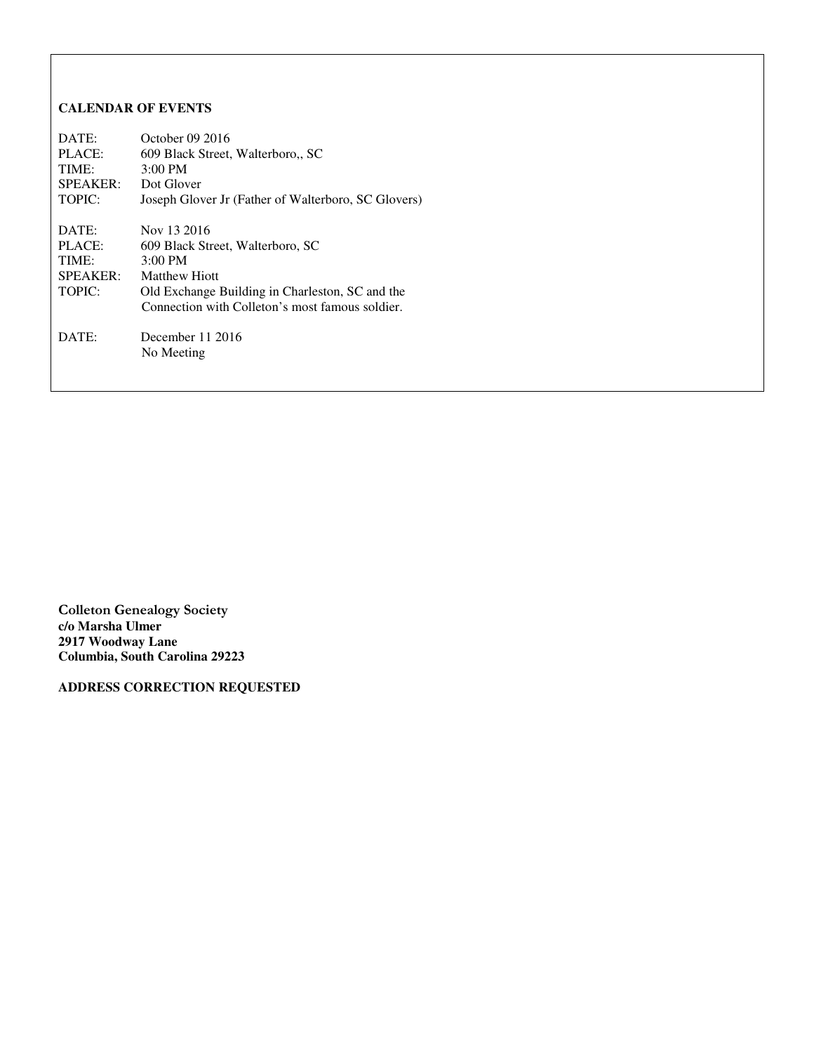**CALENDAR OF EVENTS**

| | |
|---|---|
| DATE: | October 09 2016 |
| PLACE: | 609 Black Street, Walterboro,, SC |
| TIME: | 3:00 PM |
| SPEAKER: | Dot Glover |
| TOPIC: | Joseph Glover Jr (Father of Walterboro, SC Glovers) |
| | |
| DATE: | Nov 13 2016 |
| PLACE: | 609 Black Street, Walterboro, SC |
| TIME: | 3:00 PM |
| SPEAKER: | Matthew Hiott |
| TOPIC: | Old Exchange Building in Charleston, SC and the Connection with Colleton's most famous soldier. |
| | |
| DATE: | December 11 2016<br>No Meeting |

**Colleton Genealogy Society**
**c/o Marsha Ulmer**
**2917 Woodway Lane**
**Columbia, South Carolina 29223**

**ADDRESS CORRECTION REQUESTED**